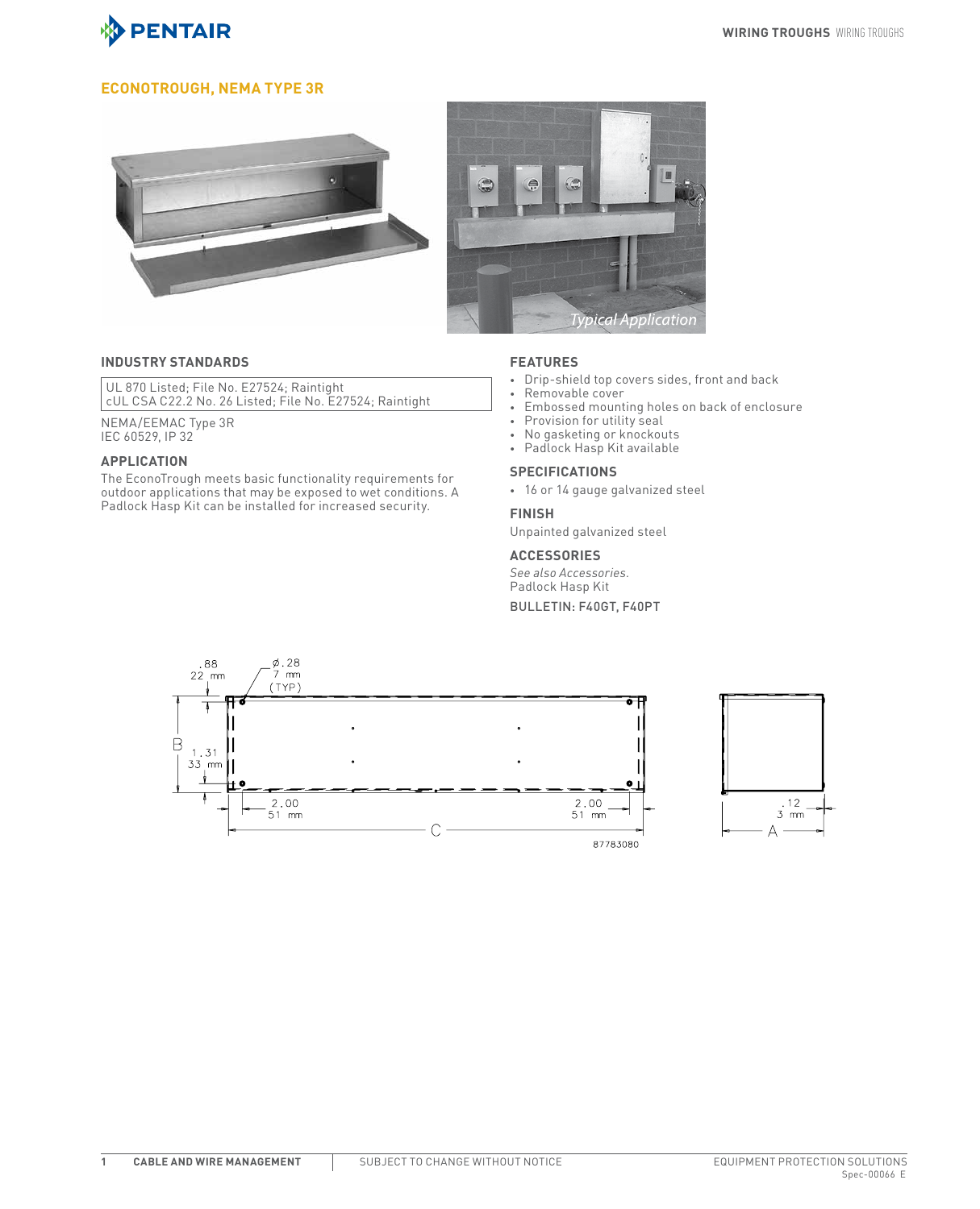## ECONOTROUGH, NEMA TYPE 3R

Typical Application

### INDUSTRY STANDARDS

UL 870 Listed; File No. E27524; Raintight
cUL CSA C22.2 No. 26 Listed; File No. E27524; Raintight

NEMA/EEMAC Type 3R
IEC 60529, IP 32

### APPLICATION

The EconoTrough meets basic functionality requirements for outdoor applications that may be exposed to wet conditions. A Padlock Hasp Kit can be installed for increased security.

### FEATURES

- Drip-shield top covers sides, front and back
- Removable cover
- Embossed mounting holes on back of enclosure
- Provision for utility seal
- No gasketing or knockouts
- Padlock Hasp Kit available

### SPECIFICATIONS

- 16 or 14 gauge galvanized steel

### FINISH

Unpainted galvanized steel

### ACCESSORIES

*See also Accessories.*
Padlock Hasp Kit

BULLETIN: F40GT, F40PT

.88
22 mm

ø.28
7 mm
(TYP)

B

1.31
33 mm

2.00
51 mm

2.00
51 mm

C

87783080

.12
3 mm

A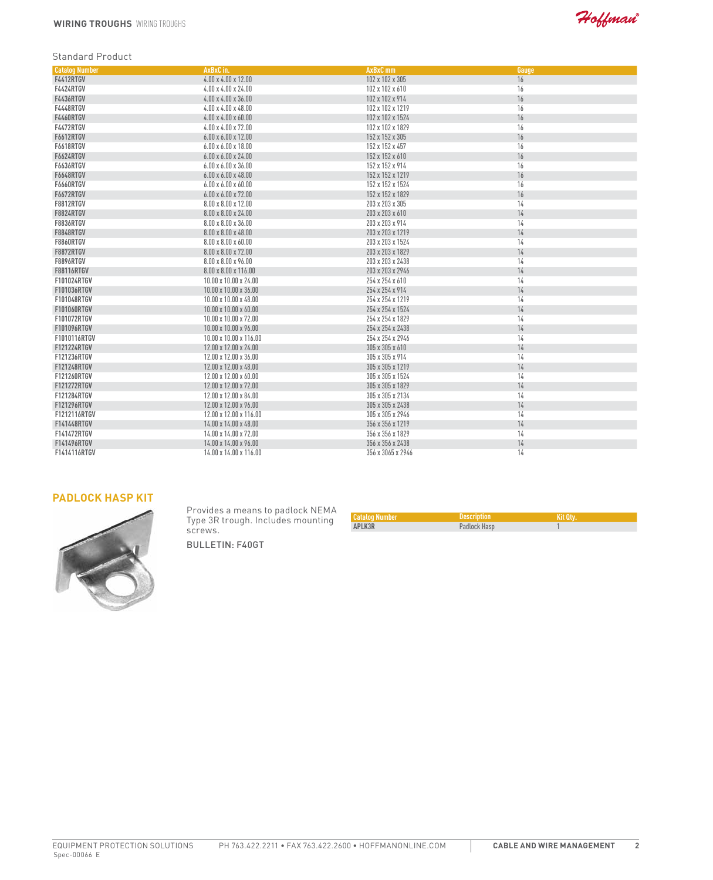Standard Product

| Catalog Number | AxBxC in. | AxBxC mm | Gauge |
|---|---|---|---|
| F4412RTGV | 4.00 x 4.00 x 12.00 | 102 x 102 x 305 | 16 |
| F4424RTGV | 4.00 x 4.00 x 24.00 | 102 x 102 x 610 | 16 |
| F4436RTGV | 4.00 x 4.00 x 36.00 | 102 x 102 x 914 | 16 |
| F4448RTGV | 4.00 x 4.00 x 48.00 | 102 x 102 x 1219 | 16 |
| F4460RTGV | 4.00 x 4.00 x 60.00 | 102 x 102 x 1524 | 16 |
| F4472RTGV | 4.00 x 4.00 x 72.00 | 102 x 102 x 1829 | 16 |
| F6612RTGV | 6.00 x 6.00 x 12.00 | 152 x 152 x 305 | 16 |
| F6618RTGV | 6.00 x 6.00 x 18.00 | 152 x 152 x 457 | 16 |
| F6624RTGV | 6.00 x 6.00 x 24.00 | 152 x 152 x 610 | 16 |
| F6636RTGV | 6.00 x 6.00 x 36.00 | 152 x 152 x 914 | 16 |
| F6648RTGV | 6.00 x 6.00 x 48.00 | 152 x 152 x 1219 | 16 |
| F6660RTGV | 6.00 x 6.00 x 60.00 | 152 x 152 x 1524 | 16 |
| F6672RTGV | 6.00 x 6.00 x 72.00 | 152 x 152 x 1829 | 16 |
| F8812RTGV | 8.00 x 8.00 x 12.00 | 203 x 203 x 305 | 14 |
| F8824RTGV | 8.00 x 8.00 x 24.00 | 203 x 203 x 610 | 14 |
| F8836RTGV | 8.00 x 8.00 x 36.00 | 203 x 203 x 914 | 14 |
| F8848RTGV | 8.00 x 8.00 x 48.00 | 203 x 203 x 1219 | 14 |
| F8860RTGV | 8.00 x 8.00 x 60.00 | 203 x 203 x 1524 | 14 |
| F8872RTGV | 8.00 x 8.00 x 72.00 | 203 x 203 x 1829 | 14 |
| F8896RTGV | 8.00 x 8.00 x 96.00 | 203 x 203 x 2438 | 14 |
| F88116RTGV | 8.00 x 8.00 x 116.00 | 203 x 203 x 2946 | 14 |
| F101024RTGV | 10.00 x 10.00 x 24.00 | 254 x 254 x 610 | 14 |
| F101036RTGV | 10.00 x 10.00 x 36.00 | 254 x 254 x 914 | 14 |
| F101048RTGV | 10.00 x 10.00 x 48.00 | 254 x 254 x 1219 | 14 |
| F101060RTGV | 10.00 x 10.00 x 60.00 | 254 x 254 x 1524 | 14 |
| F101072RTGV | 10.00 x 10.00 x 72.00 | 254 x 254 x 1829 | 14 |
| F101096RTGV | 10.00 x 10.00 x 96.00 | 254 x 254 x 2438 | 14 |
| F1010116RTGV | 10.00 x 10.00 x 116.00 | 254 x 254 x 2946 | 14 |
| F121224RTGV | 12.00 x 12.00 x 24.00 | 305 x 305 x 610 | 14 |
| F121236RTGV | 12.00 x 12.00 x 36.00 | 305 x 305 x 914 | 14 |
| F121248RTGV | 12.00 x 12.00 x 48.00 | 305 x 305 x 1219 | 14 |
| F121260RTGV | 12.00 x 12.00 x 60.00 | 305 x 305 x 1524 | 14 |
| F121272RTGV | 12.00 x 12.00 x 72.00 | 305 x 305 x 1829 | 14 |
| F121284RTGV | 12.00 x 12.00 x 84.00 | 305 x 305 x 2134 | 14 |
| F121296RTGV | 12.00 x 12.00 x 96.00 | 305 x 305 x 2438 | 14 |
| F1212116RTGV | 12.00 x 12.00 x 116.00 | 305 x 305 x 2946 | 14 |
| F141448RTGV | 14.00 x 14.00 x 48.00 | 356 x 356 x 1219 | 14 |
| F141472RTGV | 14.00 x 14.00 x 72.00 | 356 x 356 x 1829 | 14 |
| F141496RTGV | 14.00 x 14.00 x 96.00 | 356 x 356 x 2438 | 14 |
| F1414116RTGV | 14.00 x 14.00 x 116.00 | 356 x 3065 x 2946 | 14 |

## PADLOCK HASP KIT

Provides a means to padlock NEMA Type 3R trough. Includes mounting screws.

BULLETIN: F40GT

| Catalog Number | Description | Kit Qty. |
|---|---|---|
| APLK3R | Padlock Hasp | 1 |